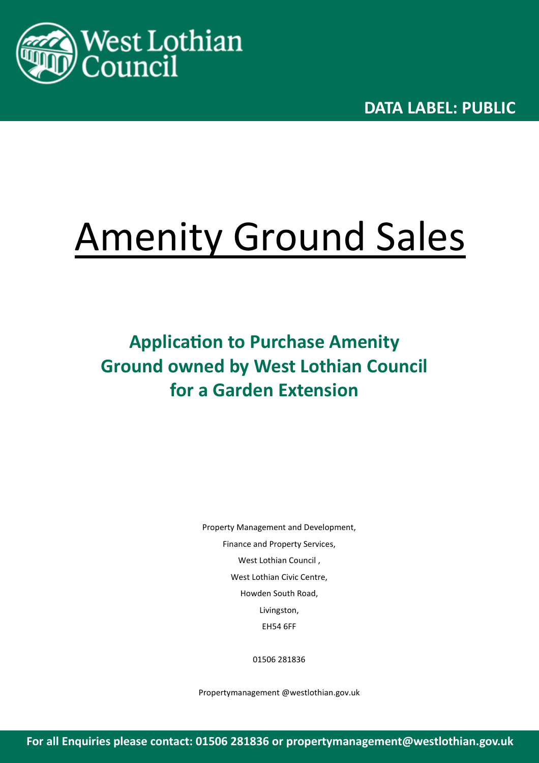West Lothian Council

**DATA LABEL: PUBLIC**

# Amenity Ground Sales

## Application to Purchase Amenity Ground owned by West Lothian Council for a Garden Extension

Property Management and Development,

Finance and Property Services,

West Lothian Council ,

West Lothian Civic Centre,

Howden South Road,

Livingston,

EH54 6FF

01506 281836

Propertymanagement @westlothian.gov.uk

**For all Enquiries please contact: 01506 281836 or propertymanagement@westlothian.gov.uk**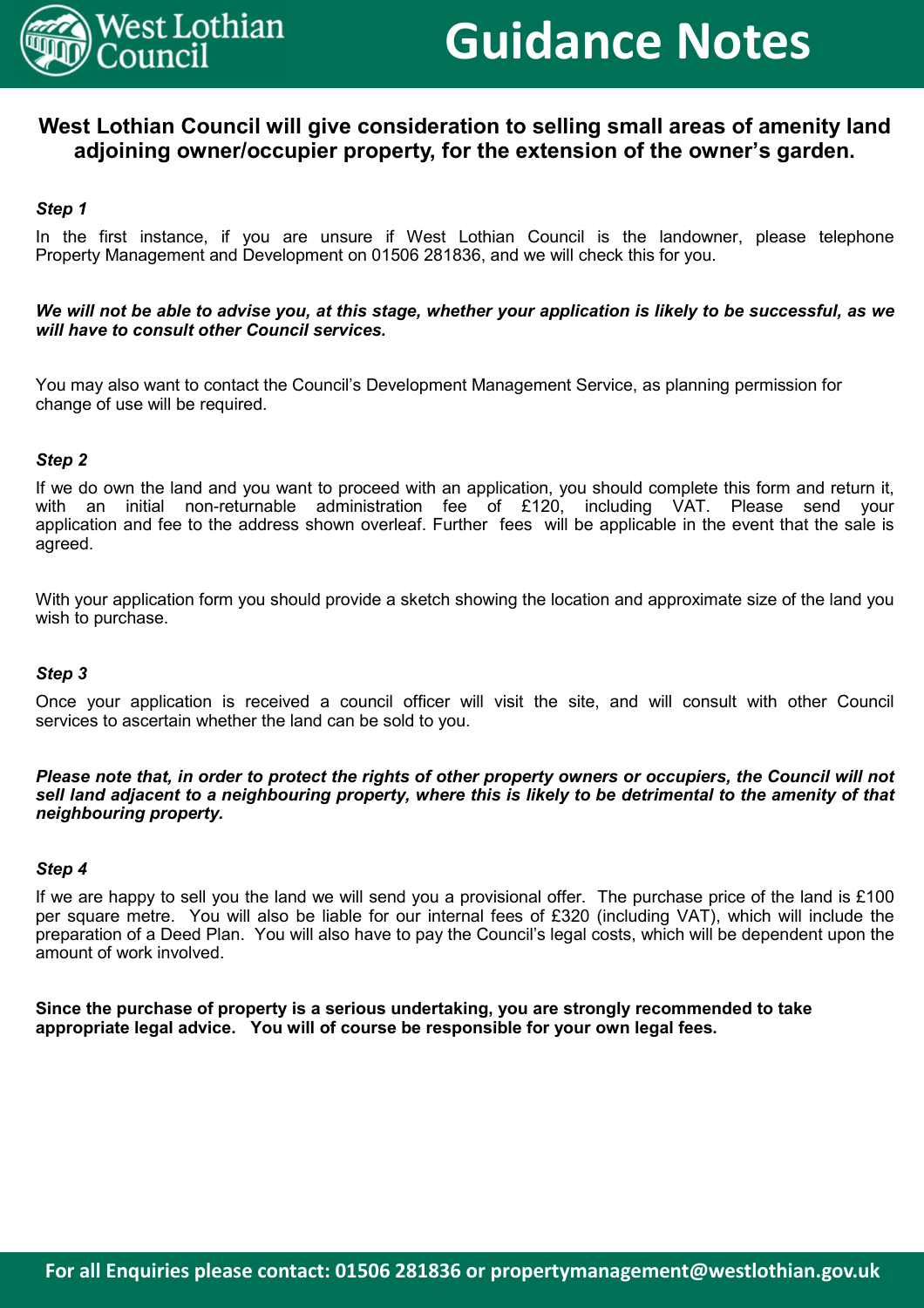# Guidance Notes

**West Lothian Council will give consideration to selling small areas of amenity land adjoining owner/occupier property, for the extension of the owner's garden.**

***Step 1***

In the first instance, if you are unsure if West Lothian Council is the landowner, please telephone Property Management and Development on 01506 281836, and we will check this for you.

***We will not be able to advise you, at this stage, whether your application is likely to be successful, as we will have to consult other Council services.***

You may also want to contact the Council's Development Management Service, as planning permission for change of use will be required.

***Step 2***

If we do own the land and you want to proceed with an application, you should complete this form and return it, with an initial non-returnable administration fee of £120, including VAT. Please send your application and fee to the address shown overleaf. Further fees will be applicable in the event that the sale is agreed.

With your application form you should provide a sketch showing the location and approximate size of the land you wish to purchase.

***Step 3***

Once your application is received a council officer will visit the site, and will consult with other Council services to ascertain whether the land can be sold to you.

***Please note that, in order to protect the rights of other property owners or occupiers, the Council will not sell land adjacent to a neighbouring property, where this is likely to be detrimental to the amenity of that neighbouring property.***

***Step 4***

If we are happy to sell you the land we will send you a provisional offer. The purchase price of the land is £100 per square metre. You will also be liable for our internal fees of £320 (including VAT), which will include the preparation of a Deed Plan. You will also have to pay the Council's legal costs, which will be dependent upon the amount of work involved.

**Since the purchase of property is a serious undertaking, you are strongly recommended to take appropriate legal advice. You will of course be responsible for your own legal fees.**

**For all Enquiries please contact: 01506 281836 or propertymanagement@westlothian.gov.uk**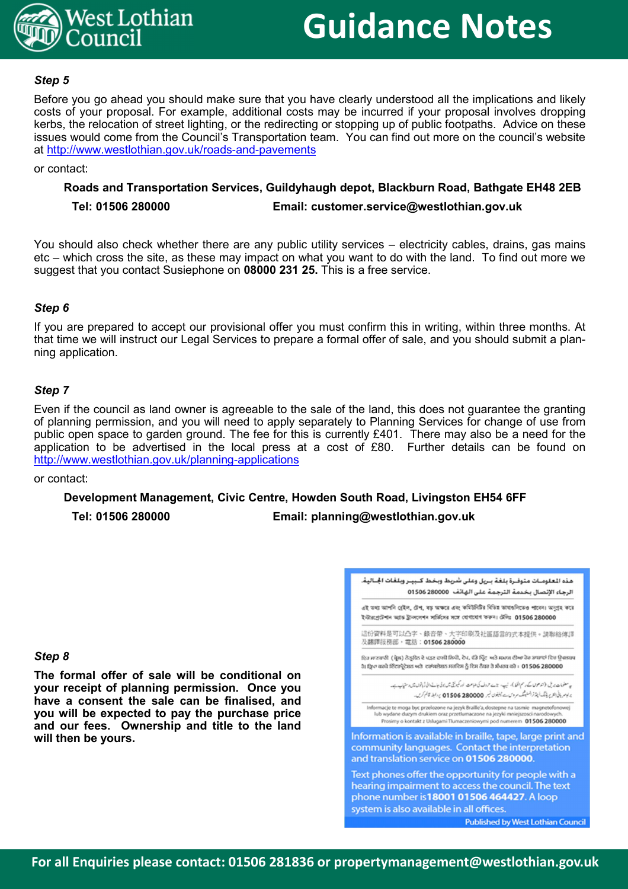*Step 5*

Before you go ahead you should make sure that you have clearly understood all the implications and likely costs of your proposal. For example, additional costs may be incurred if your proposal involves dropping kerbs, the relocation of street lighting, or the redirecting or stopping up of public footpaths. Advice on these issues would come from the Council's Transportation team. You can find out more on the council's website at http://www.westlothian.gov.uk/roads-and-pavements

or contact:

**Roads and Transportation Services, Guildyhaugh depot, Blackburn Road, Bathgate EH48 2EB**

**Tel: 01506 280000** **Email: customer.service@westlothian.gov.uk**

You should also check whether there are any public utility services – electricity cables, drains, gas mains etc – which cross the site, as these may impact on what you want to do with the land. To find out more we suggest that you contact Susiephone on **08000 231 25.** This is a free service.

*Step 6*

If you are prepared to accept our provisional offer you must confirm this in writing, within three months. At that time we will instruct our Legal Services to prepare a formal offer of sale, and you should submit a planning application.

*Step 7*

Even if the council as land owner is agreeable to the sale of the land, this does not guarantee the granting of planning permission, and you will need to apply separately to Planning Services for change of use from public open space to garden ground. The fee for this is currently £401. There may also be a need for the application to be advertised in the local press at a cost of £80. Further details can be found on http://www.westlothian.gov.uk/planning-applications

or contact:

**Development Management, Civic Centre, Howden South Road, Livingston EH54 6FF**

**Tel: 01506 280000** **Email: planning@westlothian.gov.uk**

*Step 8*

**The formal offer of sale will be conditional on your receipt of planning permission. Once you have a consent the sale can be finalised, and you will be expected to pay the purchase price and our fees. Ownership and title to the land will then be yours.**

هذه المعلومات متوفرة بلغة بريل وعلى شريط وبخط كبير وبلغات الجالية. الرجاء الإتصال بخدمة الترجمة على الهاتف 01506 280000

এই তথ্য আপনি ব্রেইল, টেপ, বড় অক্ষরে এবং কমিউনিটির বিভিন্ন ভাষাগুলিতে পাবেন। অনুগ্রহ করে ইন্টারপ্রেটেশন অ্যান্ড ট্রান্সলেশন সার্ভিসের সঙ্গে যোগাযোগ করুন। ফোন: 01506 280000

這份資料是可以凸字、錄音帶、大字印刷及社區語言的文本提供。請聯絡傳譯及翻譯服務部。電話：01506 280000

ਇਹ ਜਾਣਕਾਰੀ (ਬ੍ਰੇਲ) ਨੇਤ੍ਰਹੀਣ ਦੇ ਪੜ੍ਹਨ ਵਾਲੀ ਲਿਪੀ, ਟੇਪ, ਵੱਡੇ ਪ੍ਰਿੰਟ ਅਤੇ ਸਮਾਜ ਦੀਆਂ ਹੋਰ ਭਾਸ਼ਾਵਾਂ ਵਿਚ ਉਪਲਬਧ ਹੈ। ਕ੍ਰਿਪਾ ਕਰਕੇ ਇੰਟਰਪ੍ਰੇਟੇਸ਼ਨ ਅਤੇ ਟਰਾਂਸਲੇਸ਼ਨ ਸਰਵਿਸ ਨੂੰ ਇਸ ਨੰਬਰ ਤੇ ਸੰਪਰਕ ਕਰੋ। 01506 280000

یہ معلومات بریل (اندھوں کے رسم الخط)، ٹیپ، بڑے حروف کی طباعت اور کمیونٹی میں بولی جانے والی زبانوں میں دستیاب ہے۔ براہ مہربانی انٹرپریٹنگ اینڈ ٹرانسلیشن سروس سے ٹیلیفون نمبر 01506 280000 پر رابطہ قائم کریں۔

Informacje te mogą być przełożone na język Braille'a, dostępne na taśmie magnetofonowej lub wydane dużym drukiem oraz przetłumaczone na języki mniejszości narodowych. Prosimy o kontakt z Usługami Tłumaczeniowymi pod numerem 01506 280000

Information is available in braille, tape, large print and community languages. Contact the interpretation and translation service on **01506 280000**.

Text phones offer the opportunity for people with a hearing impairment to access the council. The text phone number is **18001 01506 464427**. A loop system is also available in all offices.

**Published by West Lothian Council**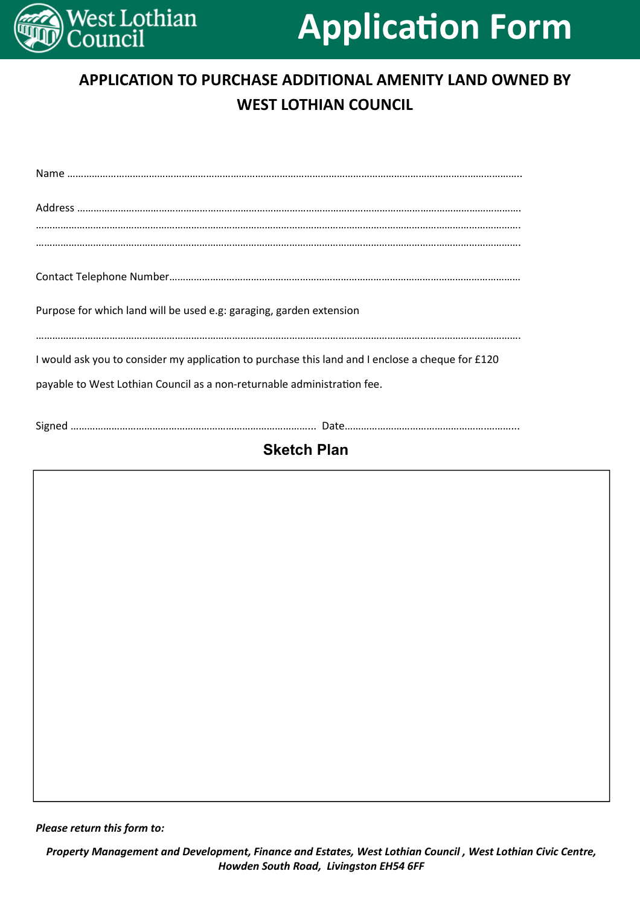West Lothian Council

# Application Form

## APPLICATION TO PURCHASE ADDITIONAL AMENITY LAND OWNED BY WEST LOTHIAN COUNCIL

Name …………………………………………………………………………………………………………………………………………………….

Address ……………………………………………………………………………………………………………………………………………….
…………………………………………………………………………………………………………………………………………………………….
…………………………………………………………………………………………………………………………………………………………….

Contact Telephone Number……………………………………………………………………………………………………………………

Purpose for which land will be used e.g: garaging, garden extension

…………………………………………………………………………………………………………………………………………………………….

I would ask you to consider my application to purchase this land and I enclose a cheque for £120 payable to West Lothian Council as a non-returnable administration fee.

Signed …………………………………………………………………………….. Date……………………………………………………..

### Sketch Plan

***Please return this form to:***

***Property Management and Development, Finance and Estates, West Lothian Council , West Lothian Civic Centre, Howden South Road, Livingston EH54 6FF***